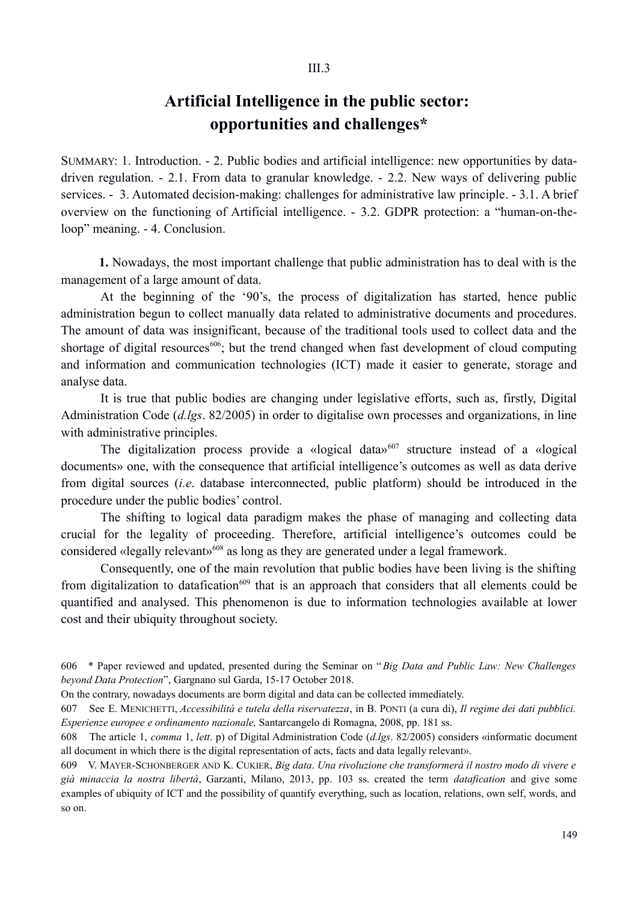III.3

# Artificial Intelligence in the public sector: opportunities and challenges*

SUMMARY: 1. Introduction. - 2. Public bodies and artificial intelligence: new opportunities by data-driven regulation. - 2.1. From data to granular knowledge. - 2.2. New ways of delivering public services. - 3. Automated decision-making: challenges for administrative law principle. - 3.1. A brief overview on the functioning of Artificial intelligence. - 3.2. GDPR protection: a "human-on-the-loop" meaning. - 4. Conclusion.

**1.** Nowadays, the most important challenge that public administration has to deal with is the management of a large amount of data.

At the beginning of the '90's, the process of digitalization has started, hence public administration begun to collect manually data related to administrative documents and procedures. The amount of data was insignificant, because of the traditional tools used to collect data and the shortage of digital resources[606]; but the trend changed when fast development of cloud computing and information and communication technologies (ICT) made it easier to generate, storage and analyse data.

It is true that public bodies are changing under legislative efforts, such as, firstly, Digital Administration Code (*d.lgs*. 82/2005) in order to digitalise own processes and organizations, in line with administrative principles.

The digitalization process provide a «logical data»[607] structure instead of a «logical documents» one, with the consequence that artificial intelligence's outcomes as well as data derive from digital sources (*i.e*. database interconnected, public platform) should be introduced in the procedure under the public bodies' control.

The shifting to logical data paradigm makes the phase of managing and collecting data crucial for the legality of proceeding. Therefore, artificial intelligence's outcomes could be considered «legally relevant»[608] as long as they are generated under a legal framework.

Consequently, one of the main revolution that public bodies have been living is the shifting from digitalization to datafication[609] that is an approach that considers that all elements could be quantified and analysed. This phenomenon is due to information technologies available at lower cost and their ubiquity throughout society.

---

606 * Paper reviewed and updated, presented during the Seminar on "*Big Data and Public Law: New Challenges beyond Data Protection*", Gargnano sul Garda, 15-17 October 2018.

On the contrary, nowadays documents are borm digital and data can be collected immediately.

607 See E. MENICHETTI, *Accessibilità e tutela della riservatezza*, in B. PONTI (a cura di), *Il regime dei dati pubblici. Esperienze europee e ordinamento nazionale,* Santarcangelo di Romagna, 2008, pp. 181 ss.

608 The article 1, *comma* 1, *lett*. p) of Digital Administration Code (*d.lgs*. 82/2005) considers «informatic document all document in which there is the digital representation of acts, facts and data legally relevant».

609 V. MAYER-SCHONBERGER AND K. CUKIER, *Big data*. *Una rivoluzione che trasformerà il nostro modo di vivere e già minaccia la nostra libertà*, Garzanti, Milano, 2013, pp. 103 ss. created the term *datafication* and give some examples of ubiquity of ICT and the possibility of quantify everything, such as location, relations, own self, words, and so on.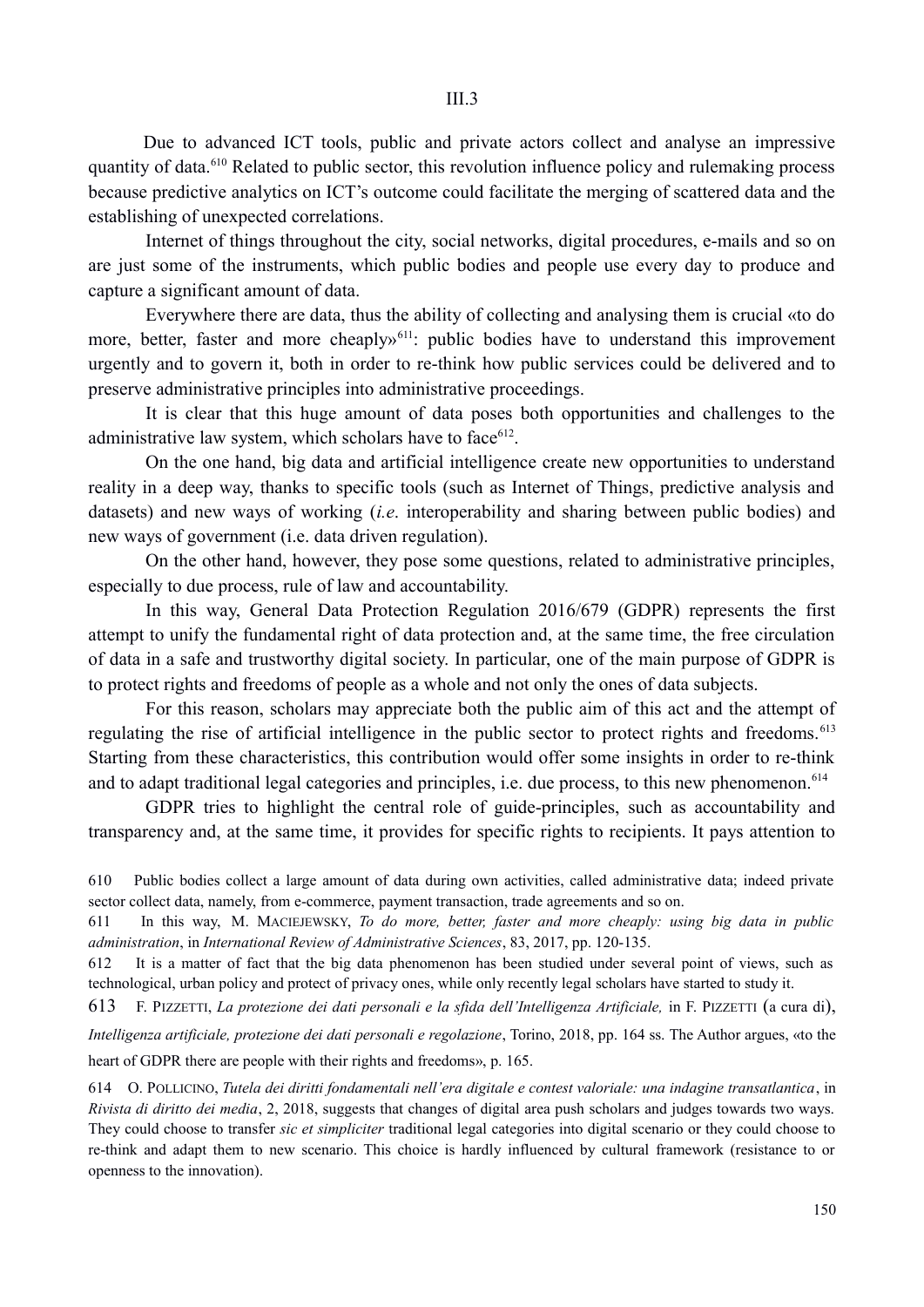## III.3

Due to advanced ICT tools, public and private actors collect and analyse an impressive quantity of data.[610] Related to public sector, this revolution influence policy and rulemaking process because predictive analytics on ICT's outcome could facilitate the merging of scattered data and the establishing of unexpected correlations.

Internet of things throughout the city, social networks, digital procedures, e-mails and so on are just some of the instruments, which public bodies and people use every day to produce and capture a significant amount of data.

Everywhere there are data, thus the ability of collecting and analysing them is crucial «to do more, better, faster and more cheaply»[611]: public bodies have to understand this improvement urgently and to govern it, both in order to re-think how public services could be delivered and to preserve administrative principles into administrative proceedings.

It is clear that this huge amount of data poses both opportunities and challenges to the administrative law system, which scholars have to face[612].

On the one hand, big data and artificial intelligence create new opportunities to understand reality in a deep way, thanks to specific tools (such as Internet of Things, predictive analysis and datasets) and new ways of working (*i.e*. interoperability and sharing between public bodies) and new ways of government (i.e. data driven regulation).

On the other hand, however, they pose some questions, related to administrative principles, especially to due process, rule of law and accountability.

In this way, General Data Protection Regulation 2016/679 (GDPR) represents the first attempt to unify the fundamental right of data protection and, at the same time, the free circulation of data in a safe and trustworthy digital society. In particular, one of the main purpose of GDPR is to protect rights and freedoms of people as a whole and not only the ones of data subjects.

For this reason, scholars may appreciate both the public aim of this act and the attempt of regulating the rise of artificial intelligence in the public sector to protect rights and freedoms.[613] Starting from these characteristics, this contribution would offer some insights in order to re-think and to adapt traditional legal categories and principles, i.e. due process, to this new phenomenon.[614]

GDPR tries to highlight the central role of guide-principles, such as accountability and transparency and, at the same time, it provides for specific rights to recipients. It pays attention to

---

610 Public bodies collect a large amount of data during own activities, called administrative data; indeed private sector collect data, namely, from e-commerce, payment transaction, trade agreements and so on.

611 In this way, M. Maciejewsky, *To do more, better, faster and more cheaply: using big data in public administration*, in *International Review of Administrative Sciences*, 83, 2017, pp. 120-135.

612 It is a matter of fact that the big data phenomenon has been studied under several point of views, such as technological, urban policy and protect of privacy ones, while only recently legal scholars have started to study it.

613 F. Pizzetti, *La protezione dei dati personali e la sfida dell'Intelligenza Artificiale,* in F. Pizzetti (a cura di), *Intelligenza artificiale, protezione dei dati personali e regolazione*, Torino, 2018, pp. 164 ss. The Author argues, «to the heart of GDPR there are people with their rights and freedoms», p. 165.

614 O. Pollicino, *Tutela dei diritti fondamentali nell'era digitale e contest valoriale: una indagine transatlantica*, in *Rivista di diritto dei media*, 2, 2018, suggests that changes of digital area push scholars and judges towards two ways. They could choose to transfer *sic et simpliciter* traditional legal categories into digital scenario or they could choose to re-think and adapt them to new scenario. This choice is hardly influenced by cultural framework (resistance to or openness to the innovation).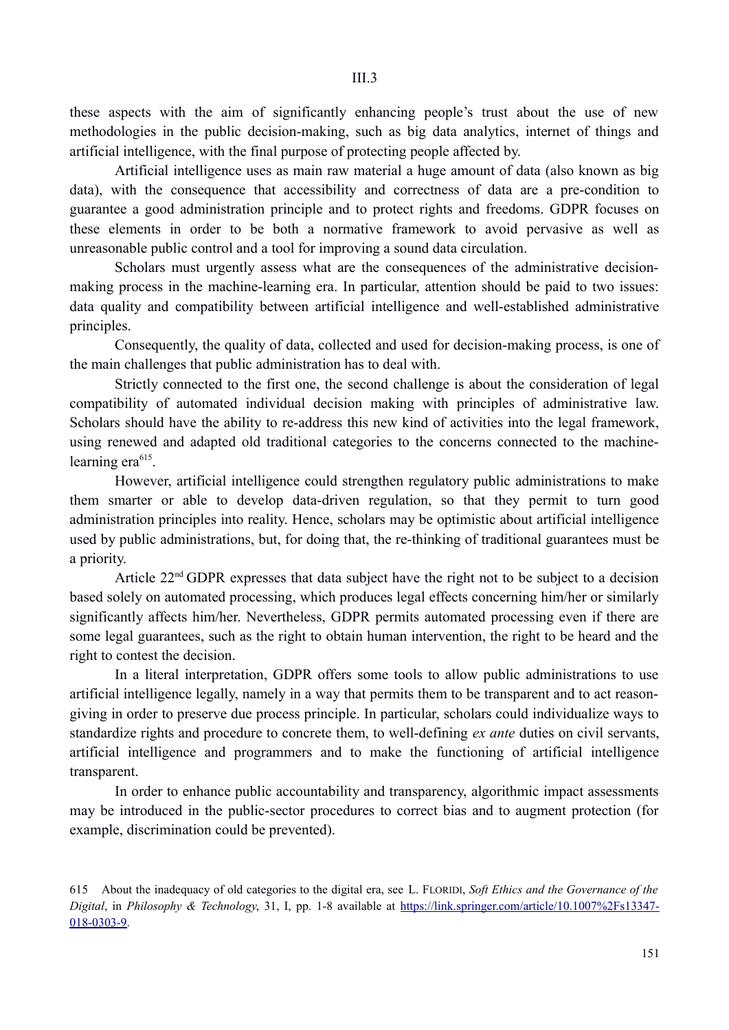these aspects with the aim of significantly enhancing people's trust about the use of new methodologies in the public decision-making, such as big data analytics, internet of things and artificial intelligence, with the final purpose of protecting people affected by.

Artificial intelligence uses as main raw material a huge amount of data (also known as big data), with the consequence that accessibility and correctness of data are a pre-condition to guarantee a good administration principle and to protect rights and freedoms. GDPR focuses on these elements in order to be both a normative framework to avoid pervasive as well as unreasonable public control and a tool for improving a sound data circulation.

Scholars must urgently assess what are the consequences of the administrative decision-making process in the machine-learning era. In particular, attention should be paid to two issues: data quality and compatibility between artificial intelligence and well-established administrative principles.

Consequently, the quality of data, collected and used for decision-making process, is one of the main challenges that public administration has to deal with.

Strictly connected to the first one, the second challenge is about the consideration of legal compatibility of automated individual decision making with principles of administrative law. Scholars should have the ability to re-address this new kind of activities into the legal framework, using renewed and adapted old traditional categories to the concerns connected to the machine-learning era[615].

However, artificial intelligence could strengthen regulatory public administrations to make them smarter or able to develop data-driven regulation, so that they permit to turn good administration principles into reality. Hence, scholars may be optimistic about artificial intelligence used by public administrations, but, for doing that, the re-thinking of traditional guarantees must be a priority.

Article 22nd GDPR expresses that data subject have the right not to be subject to a decision based solely on automated processing, which produces legal effects concerning him/her or similarly significantly affects him/her. Nevertheless, GDPR permits automated processing even if there are some legal guarantees, such as the right to obtain human intervention, the right to be heard and the right to contest the decision.

In a literal interpretation, GDPR offers some tools to allow public administrations to use artificial intelligence legally, namely in a way that permits them to be transparent and to act reason-giving in order to preserve due process principle. In particular, scholars could individualize ways to standardize rights and procedure to concrete them, to well-defining *ex ante* duties on civil servants, artificial intelligence and programmers and to make the functioning of artificial intelligence transparent.

In order to enhance public accountability and transparency, algorithmic impact assessments may be introduced in the public-sector procedures to correct bias and to augment protection (for example, discrimination could be prevented).

615 About the inadequacy of old categories to the digital era, see L. Floridi, *Soft Ethics and the Governance of the Digital*, in *Philosophy & Technology*, 31, I, pp. 1-8 available at https://link.springer.com/article/10.1007%2Fs13347-018-0303-9.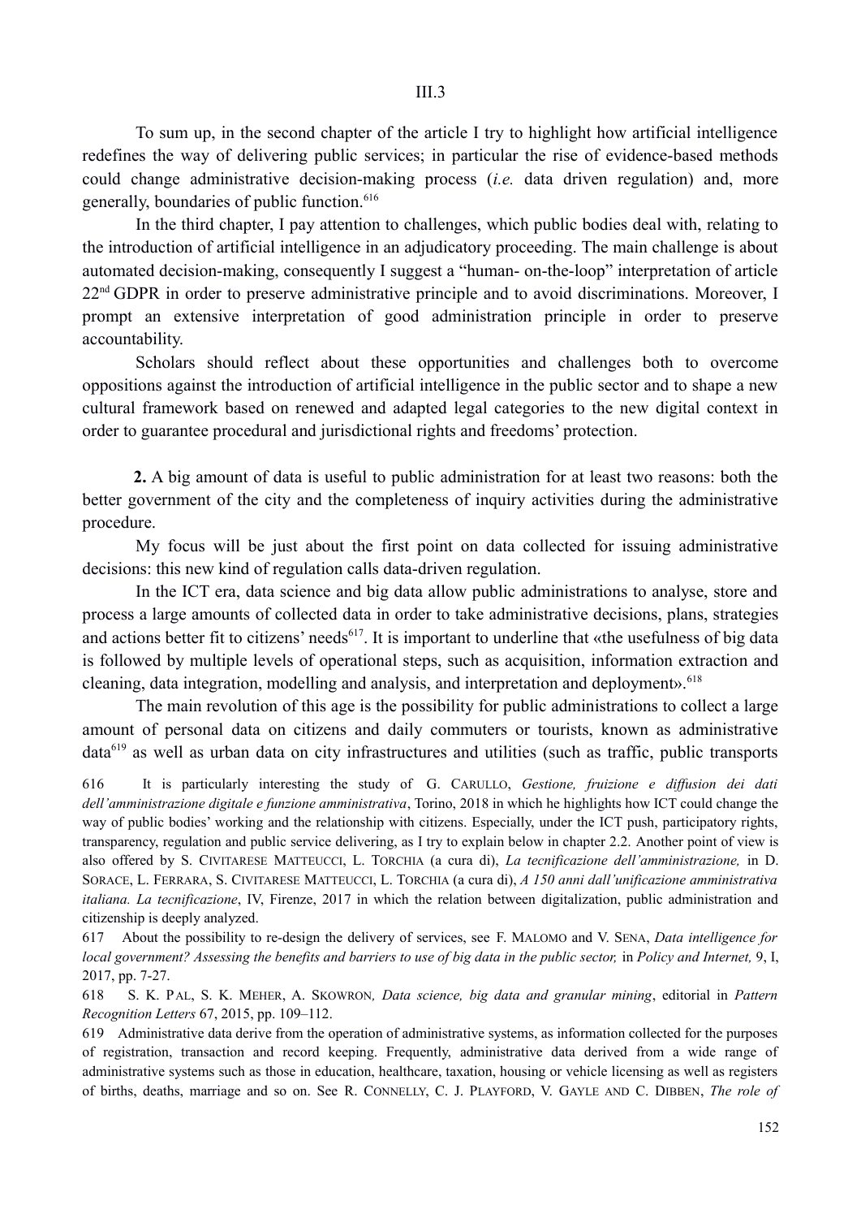To sum up, in the second chapter of the article I try to highlight how artificial intelligence redefines the way of delivering public services; in particular the rise of evidence-based methods could change administrative decision-making process (*i.e.* data driven regulation) and, more generally, boundaries of public function.[616]

In the third chapter, I pay attention to challenges, which public bodies deal with, relating to the introduction of artificial intelligence in an adjudicatory proceeding. The main challenge is about automated decision-making, consequently I suggest a "human- on-the-loop" interpretation of article 22[nd] GDPR in order to preserve administrative principle and to avoid discriminations. Moreover, I prompt an extensive interpretation of good administration principle in order to preserve accountability.

Scholars should reflect about these opportunities and challenges both to overcome oppositions against the introduction of artificial intelligence in the public sector and to shape a new cultural framework based on renewed and adapted legal categories to the new digital context in order to guarantee procedural and jurisdictional rights and freedoms' protection.

**2.** A big amount of data is useful to public administration for at least two reasons: both the better government of the city and the completeness of inquiry activities during the administrative procedure.

My focus will be just about the first point on data collected for issuing administrative decisions: this new kind of regulation calls data-driven regulation.

In the ICT era, data science and big data allow public administrations to analyse, store and process a large amounts of collected data in order to take administrative decisions, plans, strategies and actions better fit to citizens' needs[617]. It is important to underline that «the usefulness of big data is followed by multiple levels of operational steps, such as acquisition, information extraction and cleaning, data integration, modelling and analysis, and interpretation and deployment».[618]

The main revolution of this age is the possibility for public administrations to collect a large amount of personal data on citizens and daily commuters or tourists, known as administrative data[619] as well as urban data on city infrastructures and utilities (such as traffic, public transports

616 It is particularly interesting the study of G. Carullo, *Gestione, fruizione e diffusione dei dati dell'amministrazione digitale e funzione amministrativa*, Torino, 2018 in which he highlights how ICT could change the way of public bodies' working and the relationship with citizens. Especially, under the ICT push, participatory rights, transparency, regulation and public service delivering, as I try to explain below in chapter 2.2. Another point of view is also offered by S. Civitarese Matteucci, L. Torchia (a cura di), *La tecnificazione dell'amministrazione,* in D. Sorace, L. Ferrara, S. Civitarese Matteucci, L. Torchia (a cura di), *A 150 anni dall'unificazione amministrativa italiana. La tecnificazione*, IV, Firenze, 2017 in which the relation between digitalization, public administration and citizenship is deeply analyzed.

617 About the possibility to re-design the delivery of services, see F. Malomo and V. Sena, *Data intelligence for local government? Assessing the benefits and barriers to use of big data in the public sector,* in *Policy and Internet,* 9, I, 2017, pp. 7-27.

618 S. K. Pal, S. K. Meher, A. Skowron*, Data science, big data and granular mining*, editorial in *Pattern Recognition Letters* 67, 2015, pp. 109–112.

619 Administrative data derive from the operation of administrative systems, as information collected for the purposes of registration, transaction and record keeping. Frequently, administrative data derived from a wide range of administrative systems such as those in education, healthcare, taxation, housing or vehicle licensing as well as registers of births, deaths, marriage and so on. See R. Connelly, C. J. Playford, V. Gayle and C. Dibben, *The role of*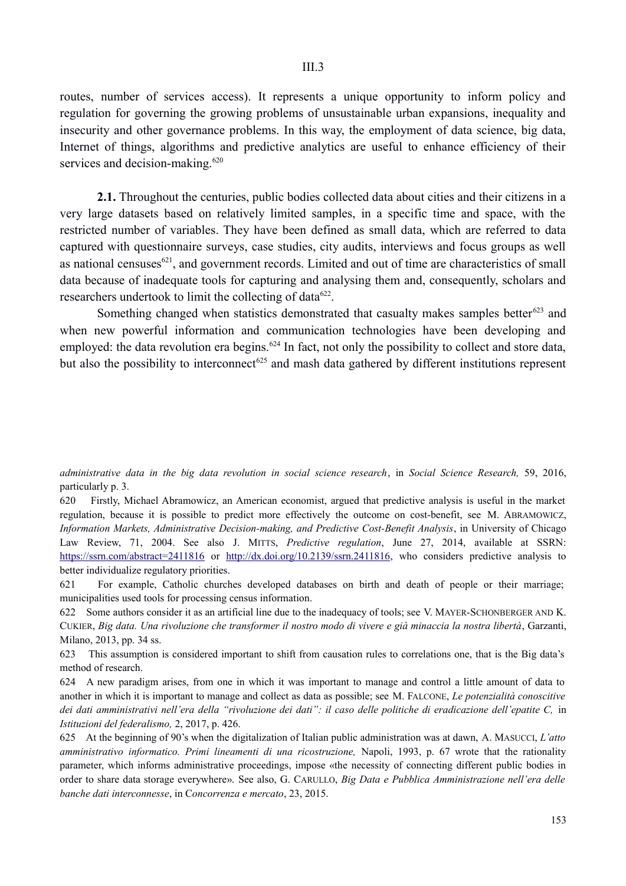routes, number of services access). It represents a unique opportunity to inform policy and regulation for governing the growing problems of unsustainable urban expansions, inequality and insecurity and other governance problems. In this way, the employment of data science, big data, Internet of things, algorithms and predictive analytics are useful to enhance efficiency of their services and decision-making.[620]

**2.1.** Throughout the centuries, public bodies collected data about cities and their citizens in a very large datasets based on relatively limited samples, in a specific time and space, with the restricted number of variables. They have been defined as small data, which are referred to data captured with questionnaire surveys, case studies, city audits, interviews and focus groups as well as national censuses[621], and government records. Limited and out of time are characteristics of small data because of inadequate tools for capturing and analysing them and, consequently, scholars and researchers undertook to limit the collecting of data[622].

Something changed when statistics demonstrated that casualty makes samples better[623] and when new powerful information and communication technologies have been developing and employed: the data revolution era begins.[624] In fact, not only the possibility to collect and store data, but also the possibility to interconnect[625] and mash data gathered by different institutions represent

---

*administrative data in the big data revolution in social science research*, in *Social Science Research,* 59, 2016, particularly p. 3.

620 Firstly, Michael Abramowicz, an American economist, argued that predictive analysis is useful in the market regulation, because it is possible to predict more effectively the outcome on cost-benefit, see M. ABRAMOWICZ, *Information Markets, Administrative Decision-making, and Predictive Cost-Benefit Analysis*, in University of Chicago Law Review, 71, 2004. See also J. MITTS, *Predictive regulation*, June 27, 2014, available at SSRN: https://ssrn.com/abstract=2411816 or http://dx.doi.org/10.2139/ssrn.2411816, who considers predictive analysis to better individualize regulatory priorities.

621 For example, Catholic churches developed databases on birth and death of people or their marriage; municipalities used tools for processing census information.

622 Some authors consider it as an artificial line due to the inadequacy of tools; see V. MAYER-SCHONBERGER AND K. CUKIER, *Big data. Una rivoluzione che transformer il nostro modo di vivere e già minaccia la nostra libertà*, Garzanti, Milano, 2013, pp. 34 ss.

623 This assumption is considered important to shift from causation rules to correlations one, that is the Big data's method of research.

624 A new paradigm arises, from one in which it was important to manage and control a little amount of data to another in which it is important to manage and collect as data as possible; see M. FALCONE, *Le potenzialità conoscitive dei dati amministrativi nell'era della "rivoluzione dei dati": il caso delle politiche di eradicazione dell'epatite C,* in *Istituzioni del federalismo,* 2, 2017, p. 426.

625 At the beginning of 90's when the digitalization of Italian public administration was at dawn, A. MASUCCI, *L'atto amministrativo informatico. Primi lineamenti di una ricostruzione,* Napoli, 1993, p. 67 wrote that the rationality parameter, which informs administrative proceedings, impose «the necessity of connecting different public bodies in order to share data storage everywhere». See also, G. CARULLO, *Big Data e Pubblica Amministrazione nell'era delle banche dati interconnesse*, in C*oncorrenza e mercato*, 23, 2015.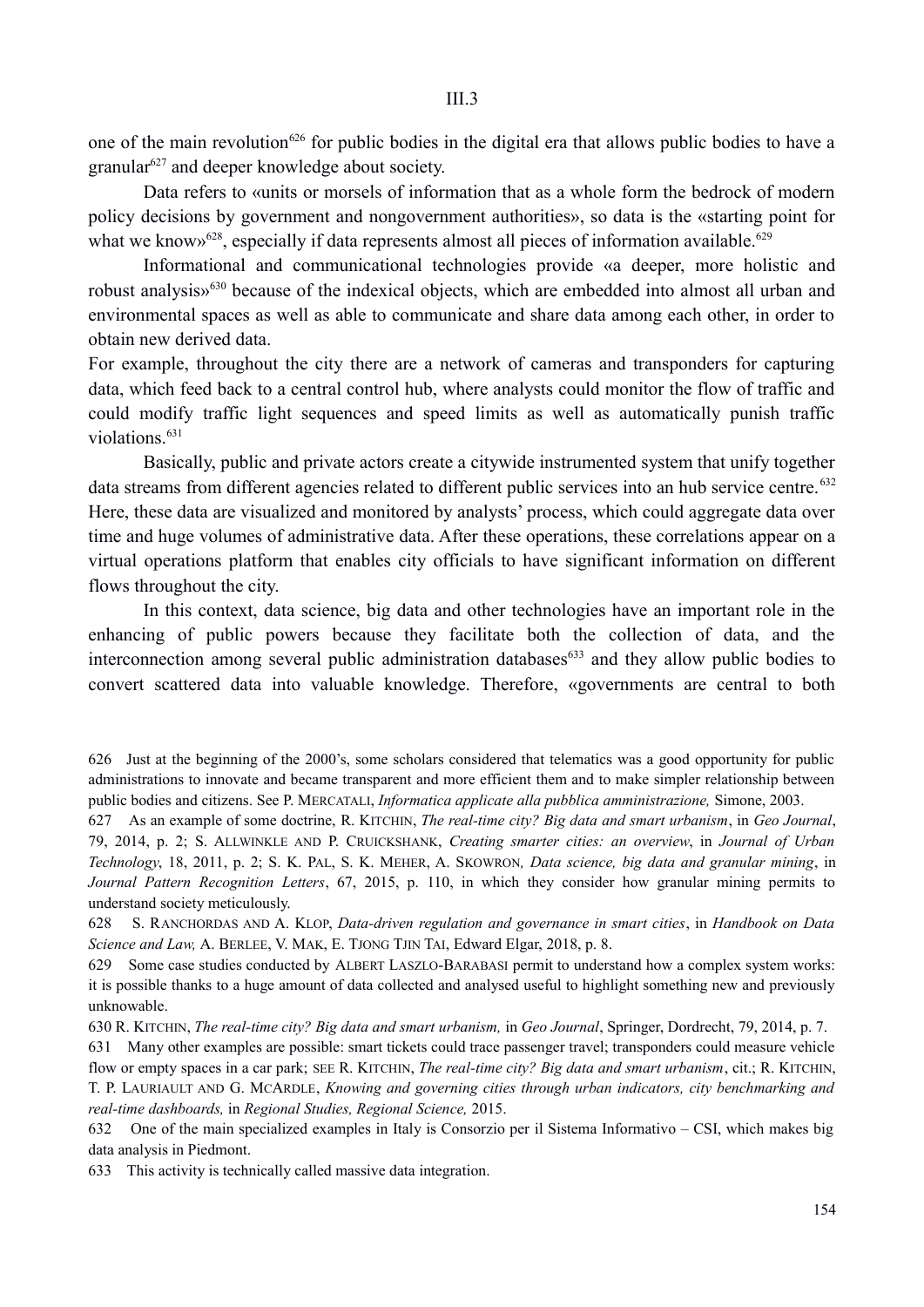one of the main revolution[626] for public bodies in the digital era that allows public bodies to have a granular[627] and deeper knowledge about society.

Data refers to «units or morsels of information that as a whole form the bedrock of modern policy decisions by government and nongovernment authorities», so data is the «starting point for what we know»[628], especially if data represents almost all pieces of information available.[629]

Informational and communicational technologies provide «a deeper, more holistic and robust analysis»[630] because of the indexical objects, which are embedded into almost all urban and environmental spaces as well as able to communicate and share data among each other, in order to obtain new derived data.

For example, throughout the city there are a network of cameras and transponders for capturing data, which feed back to a central control hub, where analysts could monitor the flow of traffic and could modify traffic light sequences and speed limits as well as automatically punish traffic violations.[631]

Basically, public and private actors create a citywide instrumented system that unify together data streams from different agencies related to different public services into an hub service centre.[632] Here, these data are visualized and monitored by analysts' process, which could aggregate data over time and huge volumes of administrative data. After these operations, these correlations appear on a virtual operations platform that enables city officials to have significant information on different flows throughout the city.

In this context, data science, big data and other technologies have an important role in the enhancing of public powers because they facilitate both the collection of data, and the interconnection among several public administration databases[633] and they allow public bodies to convert scattered data into valuable knowledge. Therefore, «governments are central to both

---

626 Just at the beginning of the 2000's, some scholars considered that telematics was a good opportunity for public administrations to innovate and became transparent and more efficient them and to make simpler relationship between public bodies and citizens. See P. MERCATALI, *Informatica applicate alla pubblica amministrazione,* Simone, 2003.

627 As an example of some doctrine, R. KITCHIN, *The real-time city? Big data and smart urbanism*, in *Geo Journal*, 79, 2014, p. 2; S. ALLWINKLE AND P. CRUICKSHANK, *Creating smarter cities: an overview*, in *Journal of Urban Technology*, 18, 2011, p. 2; S. K. PAL, S. K. MEHER, A. SKOWRON*, Data science, big data and granular mining*, in *Journal Pattern Recognition Letters*, 67, 2015, p. 110, in which they consider how granular mining permits to understand society meticulously.

628 S. RANCHORDAS AND A. KLOP, *Data-driven regulation and governance in smart cities*, in *Handbook on Data Science and Law,* A. BERLEE, V. MAK, E. TJONG TJIN TAI, Edward Elgar, 2018, p. 8.

629 Some case studies conducted by ALBERT LASZLO-BARABASI permit to understand how a complex system works: it is possible thanks to a huge amount of data collected and analysed useful to highlight something new and previously unknowable.

630 R. KITCHIN, *The real-time city? Big data and smart urbanism,* in *Geo Journal*, Springer, Dordrecht, 79, 2014, p. 7.

631 Many other examples are possible: smart tickets could trace passenger travel; transponders could measure vehicle flow or empty spaces in a car park; SEE R. KITCHIN, *The real-time city? Big data and smart urbanism*, cit.; R. KITCHIN, T. P. LAURIAULT AND G. MCARDLE, *Knowing and governing cities through urban indicators, city benchmarking and real-time dashboards,* in *Regional Studies, Regional Science,* 2015.

632 One of the main specialized examples in Italy is Consorzio per il Sistema Informativo – CSI, which makes big data analysis in Piedmont.

633 This activity is technically called massive data integration.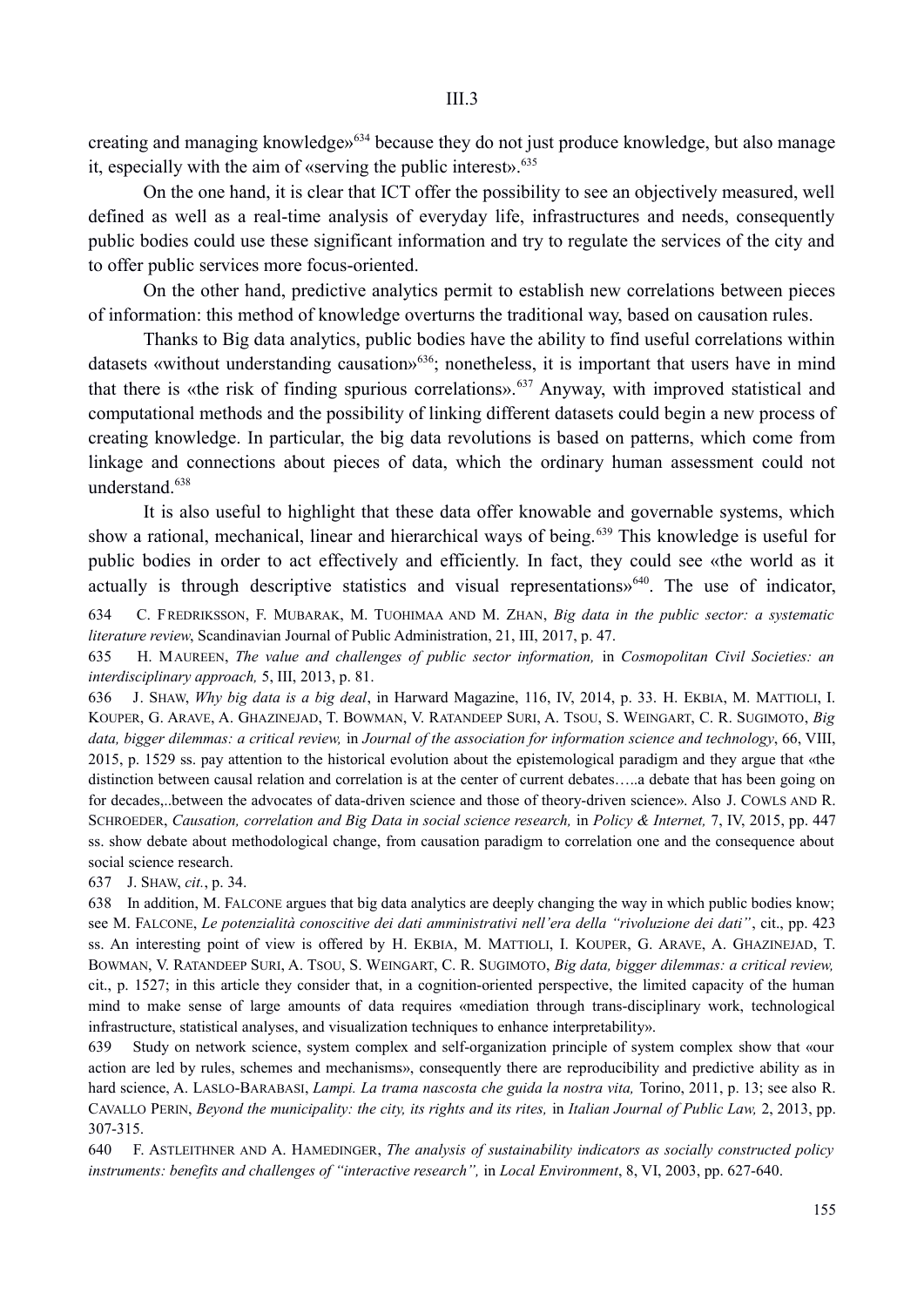creating and managing knowledge»[634] because they do not just produce knowledge, but also manage it, especially with the aim of «serving the public interest».[635]

On the one hand, it is clear that ICT offer the possibility to see an objectively measured, well defined as well as a real-time analysis of everyday life, infrastructures and needs, consequently public bodies could use these significant information and try to regulate the services of the city and to offer public services more focus-oriented.

On the other hand, predictive analytics permit to establish new correlations between pieces of information: this method of knowledge overturns the traditional way, based on causation rules.

Thanks to Big data analytics, public bodies have the ability to find useful correlations within datasets «without understanding causation»[636]; nonetheless, it is important that users have in mind that there is «the risk of finding spurious correlations».[637] Anyway, with improved statistical and computational methods and the possibility of linking different datasets could begin a new process of creating knowledge. In particular, the big data revolutions is based on patterns, which come from linkage and connections about pieces of data, which the ordinary human assessment could not understand.[638]

It is also useful to highlight that these data offer knowable and governable systems, which show a rational, mechanical, linear and hierarchical ways of being.[639] This knowledge is useful for public bodies in order to act effectively and efficiently. In fact, they could see «the world as it actually is through descriptive statistics and visual representations»[640]. The use of indicator,

634 C. Fredriksson, F. Mubarak, M. Tuohimaa and M. Zhan, *Big data in the public sector: a systematic literature review*, Scandinavian Journal of Public Administration, 21, III, 2017, p. 47.

635 H. Maureen, *The value and challenges of public sector information,* in *Cosmopolitan Civil Societies: an interdisciplinary approach,* 5, III, 2013, p. 81.

636 J. Shaw, *Why big data is a big deal*, in Harward Magazine, 116, IV, 2014, p. 33. H. Ekbia, M. Mattioli, I. Kouper, G. Arave, A. Ghazinejad, T. Bowman, V. Ratandeep Suri, A. Tsou, S. Weingart, C. R. Sugimoto, *Big data, bigger dilemmas: a critical review,* in *Journal of the association for information science and technology*, 66, VIII, 2015, p. 1529 ss. pay attention to the historical evolution about the epistemological paradigm and they argue that «the distinction between causal relation and correlation is at the center of current debates…..a debate that has been going on for decades,..between the advocates of data-driven science and those of theory-driven science». Also J. Cowls and R. Schroeder, *Causation, correlation and Big Data in social science research,* in *Policy & Internet,* 7, IV, 2015, pp. 447 ss. show debate about methodological change, from causation paradigm to correlation one and the consequence about social science research.

637 J. Shaw, *cit.*, p. 34.

638 In addition, M. Falcone argues that big data analytics are deeply changing the way in which public bodies know; see M. Falcone, *Le potenzialità conoscitive dei dati amministrativi nell'era della "rivoluzione dei dati"*, cit., pp. 423 ss. An interesting point of view is offered by H. Ekbia, M. Mattioli, I. Kouper, G. Arave, A. Ghazinejad, T. Bowman, V. Ratandeep Suri, A. Tsou, S. Weingart, C. R. Sugimoto, *Big data, bigger dilemmas: a critical review,* cit., p. 1527; in this article they consider that, in a cognition-oriented perspective, the limited capacity of the human mind to make sense of large amounts of data requires «mediation through trans-disciplinary work, technological infrastructure, statistical analyses, and visualization techniques to enhance interpretability».

639 Study on network science, system complex and self-organization principle of system complex show that «our action are led by rules, schemes and mechanisms», consequently there are reproducibility and predictive ability as in hard science, A. Laslo-Barabasi, *Lampi. La trama nascosta che guida la nostra vita,* Torino, 2011, p. 13; see also R. Cavallo Perin, *Beyond the municipality: the city, its rights and its rites,* in *Italian Journal of Public Law,* 2, 2013, pp. 307-315.

640 F. Astleithner and A. Hamedinger, *The analysis of sustainability indicators as socially constructed policy instruments: benefits and challenges of "interactive research",* in *Local Environment*, 8, VI, 2003, pp. 627-640.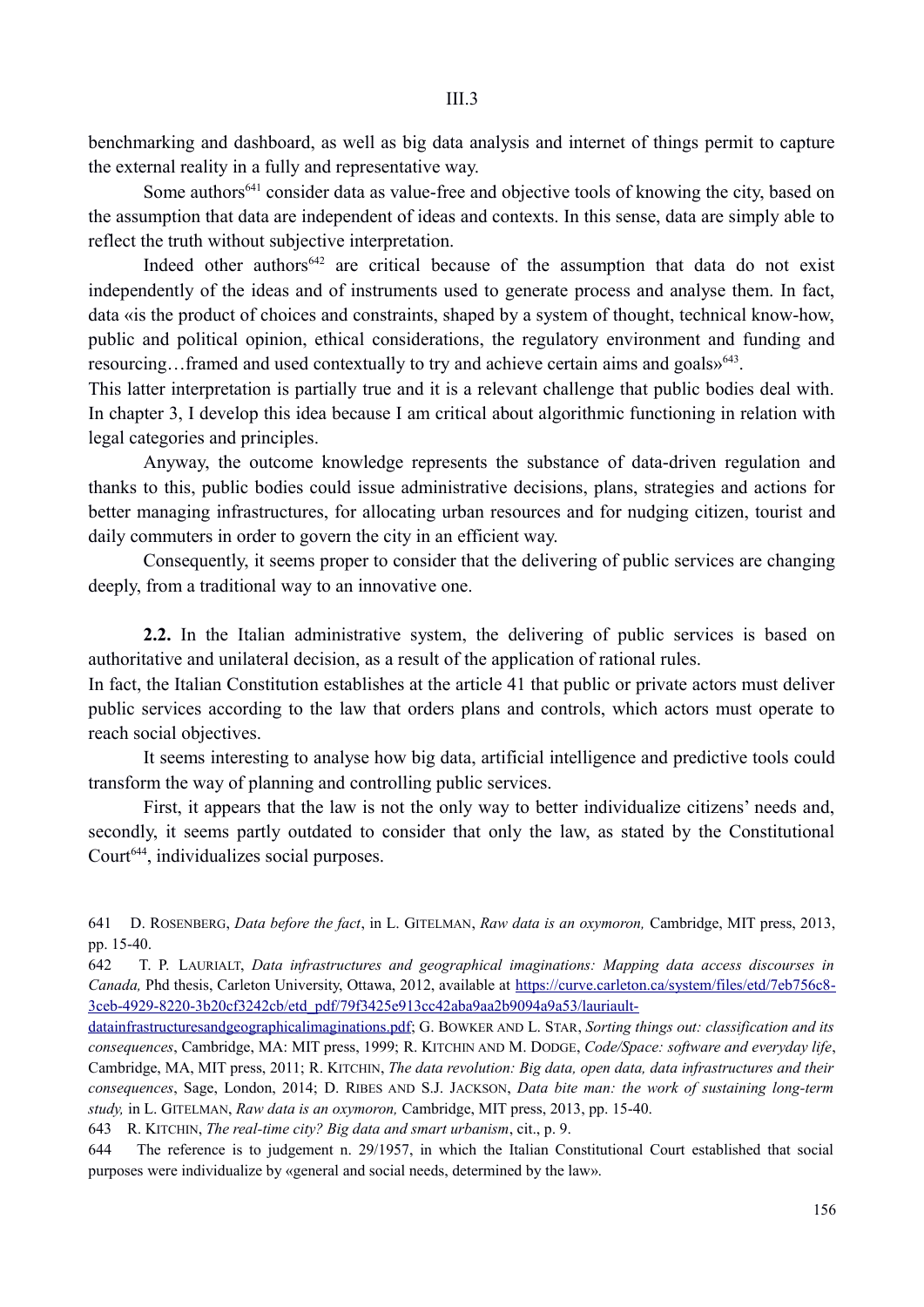benchmarking and dashboard, as well as big data analysis and internet of things permit to capture the external reality in a fully and representative way.

Some authors[641] consider data as value-free and objective tools of knowing the city, based on the assumption that data are independent of ideas and contexts. In this sense, data are simply able to reflect the truth without subjective interpretation.

Indeed other authors[642] are critical because of the assumption that data do not exist independently of the ideas and of instruments used to generate process and analyse them. In fact, data «is the product of choices and constraints, shaped by a system of thought, technical know-how, public and political opinion, ethical considerations, the regulatory environment and funding and resourcing…framed and used contextually to try and achieve certain aims and goals»[643].

This latter interpretation is partially true and it is a relevant challenge that public bodies deal with. In chapter 3, I develop this idea because I am critical about algorithmic functioning in relation with legal categories and principles.

Anyway, the outcome knowledge represents the substance of data-driven regulation and thanks to this, public bodies could issue administrative decisions, plans, strategies and actions for better managing infrastructures, for allocating urban resources and for nudging citizen, tourist and daily commuters in order to govern the city in an efficient way.

Consequently, it seems proper to consider that the delivering of public services are changing deeply, from a traditional way to an innovative one.

**2.2.** In the Italian administrative system, the delivering of public services is based on authoritative and unilateral decision, as a result of the application of rational rules.

In fact, the Italian Constitution establishes at the article 41 that public or private actors must deliver public services according to the law that orders plans and controls, which actors must operate to reach social objectives.

It seems interesting to analyse how big data, artificial intelligence and predictive tools could transform the way of planning and controlling public services.

First, it appears that the law is not the only way to better individualize citizens' needs and, secondly, it seems partly outdated to consider that only the law, as stated by the Constitutional Court[644], individualizes social purposes.

---

641 D. ROSENBERG, *Data before the fact*, in L. GITELMAN, *Raw data is an oxymoron,* Cambridge, MIT press, 2013, pp. 15-40.

642 T. P. LAURIALT, *Data infrastructures and geographical imaginations: Mapping data access discourses in Canada,* Phd thesis, Carleton University, Ottawa, 2012, available at https://curve.carleton.ca/system/files/etd/7eb756c8-3ceb-4929-8220-3b20cf3242cb/etd_pdf/79f3425e913cc42aba9aa2b9094a9a53/lauriault-datainfrastructuresandgeographicalimaginations.pdf; G. BOWKER AND L. STAR, *Sorting things out: classification and its consequences*, Cambridge, MA: MIT press, 1999; R. KITCHIN AND M. DODGE, *Code/Space: software and everyday life*, Cambridge, MA, MIT press, 2011; R. KITCHIN, *The data revolution: Big data, open data, data infrastructures and their consequences*, Sage, London, 2014; D. RIBES AND S.J. JACKSON, *Data bite man: the work of sustaining long-term study,* in L. GITELMAN, *Raw data is an oxymoron,* Cambridge, MIT press, 2013, pp. 15-40.

643 R. KITCHIN, *The real-time city? Big data and smart urbanism*, cit., p. 9.

644 The reference is to judgement n. 29/1957, in which the Italian Constitutional Court established that social purposes were individualize by «general and social needs, determined by the law».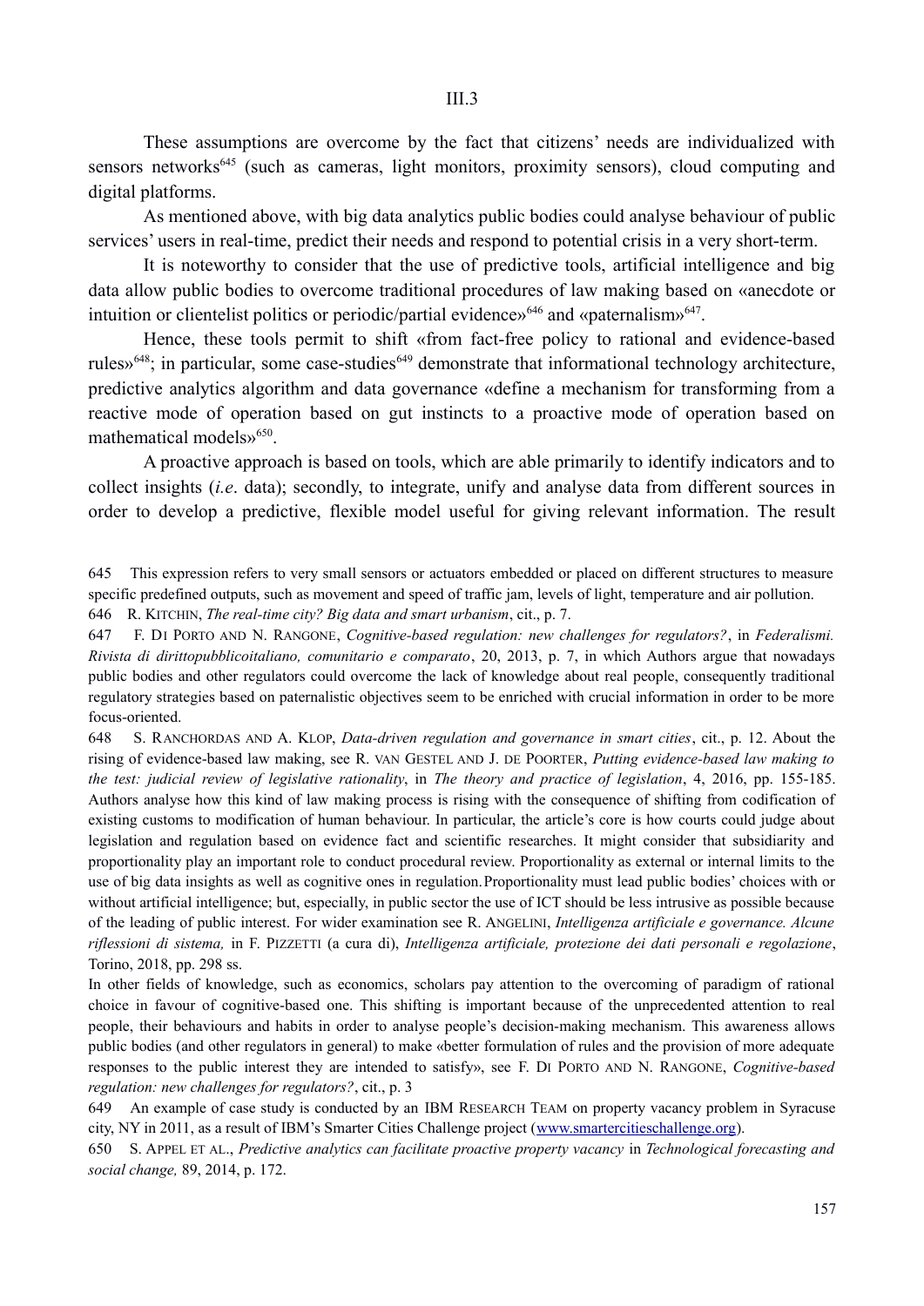III.3

These assumptions are overcome by the fact that citizens' needs are individualized with sensors networks[645] (such as cameras, light monitors, proximity sensors), cloud computing and digital platforms.

As mentioned above, with big data analytics public bodies could analyse behaviour of public services' users in real-time, predict their needs and respond to potential crisis in a very short-term.

It is noteworthy to consider that the use of predictive tools, artificial intelligence and big data allow public bodies to overcome traditional procedures of law making based on «anecdote or intuition or clientelist politics or periodic/partial evidence»[646] and «paternalism»[647].

Hence, these tools permit to shift «from fact-free policy to rational and evidence-based rules»[648]; in particular, some case-studies[649] demonstrate that informational technology architecture, predictive analytics algorithm and data governance «define a mechanism for transforming from a reactive mode of operation based on gut instincts to a proactive mode of operation based on mathematical models»[650].

A proactive approach is based on tools, which are able primarily to identify indicators and to collect insights (*i.e*. data); secondly, to integrate, unify and analyse data from different sources in order to develop a predictive, flexible model useful for giving relevant information. The result

---

645 This expression refers to very small sensors or actuators embedded or placed on different structures to measure specific predefined outputs, such as movement and speed of traffic jam, levels of light, temperature and air pollution.

646 R. Kitchin, *The real-time city? Big data and smart urbanism*, cit., p. 7.

647 F. Di Porto and N. Rangone, *Cognitive-based regulation: new challenges for regulators?*, in *Federalismi. Rivista di dirittopubblicoitaliano, comunitario e comparato*, 20, 2013, p. 7, in which Authors argue that nowadays public bodies and other regulators could overcome the lack of knowledge about real people, consequently traditional regulatory strategies based on paternalistic objectives seem to be enriched with crucial information in order to be more focus-oriented.

648 S. Ranchordas and A. Klop, *Data-driven regulation and governance in smart cities*, cit., p. 12. About the rising of evidence-based law making, see R. van Gestel and J. de Poorter, *Putting evidence-based law making to the test: judicial review of legislative rationality*, in *The theory and practice of legislation*, 4, 2016, pp. 155-185. Authors analyse how this kind of law making process is rising with the consequence of shifting from codification of existing customs to modification of human behaviour. In particular, the article's core is how courts could judge about legislation and regulation based on evidence fact and scientific researches. It might consider that subsidiarity and proportionality play an important role to conduct procedural review. Proportionality as external or internal limits to the use of big data insights as well as cognitive ones in regulation. Proportionality must lead public bodies' choices with or without artificial intelligence; but, especially, in public sector the use of ICT should be less intrusive as possible because of the leading of public interest. For wider examination see R. Angelini, *Intelligenza artificiale e governance. Alcune riflessioni di sistema,* in F. Pizzetti (a cura di), *Intelligenza artificiale, protezione dei dati personali e regolazione*, Torino, 2018, pp. 298 ss.

In other fields of knowledge, such as economics, scholars pay attention to the overcoming of paradigm of rational choice in favour of cognitive-based one. This shifting is important because of the unprecedented attention to real people, their behaviours and habits in order to analyse people's decision-making mechanism. This awareness allows public bodies (and other regulators in general) to make «better formulation of rules and the provision of more adequate responses to the public interest they are intended to satisfy», see F. Di Porto and N. Rangone, *Cognitive-based regulation: new challenges for regulators?*, cit., p. 3

649 An example of case study is conducted by an IBM Research Team on property vacancy problem in Syracuse city, NY in 2011, as a result of IBM's Smarter Cities Challenge project (www.smartercitieschallenge.org).

650 S. Appel et al., *Predictive analytics can facilitate proactive property vacancy* in *Technological forecasting and social change,* 89, 2014, p. 172.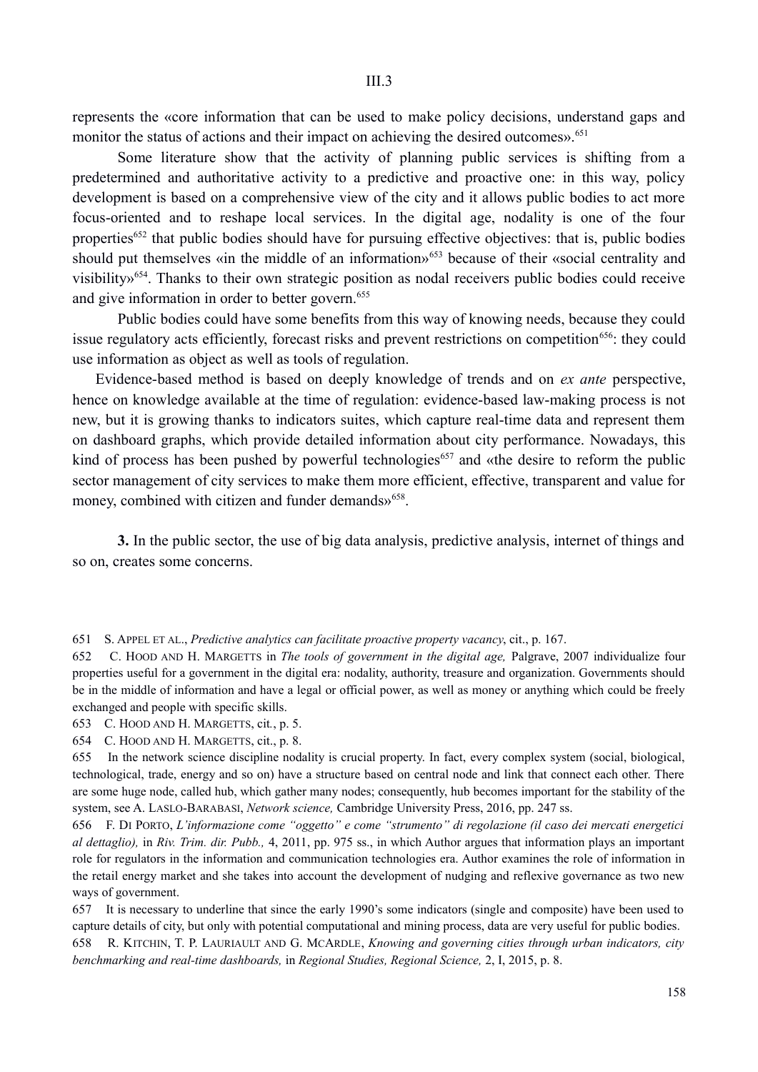represents the «core information that can be used to make policy decisions, understand gaps and monitor the status of actions and their impact on achieving the desired outcomes».[651]

Some literature show that the activity of planning public services is shifting from a predetermined and authoritative activity to a predictive and proactive one: in this way, policy development is based on a comprehensive view of the city and it allows public bodies to act more focus-oriented and to reshape local services. In the digital age, nodality is one of the four properties[652] that public bodies should have for pursuing effective objectives: that is, public bodies should put themselves «in the middle of an information»[653] because of their «social centrality and visibility»[654]. Thanks to their own strategic position as nodal receivers public bodies could receive and give information in order to better govern.[655]

Public bodies could have some benefits from this way of knowing needs, because they could issue regulatory acts efficiently, forecast risks and prevent restrictions on competition[656]: they could use information as object as well as tools of regulation.

Evidence-based method is based on deeply knowledge of trends and on *ex ante* perspective, hence on knowledge available at the time of regulation: evidence-based law-making process is not new, but it is growing thanks to indicators suites, which capture real-time data and represent them on dashboard graphs, which provide detailed information about city performance. Nowadays, this kind of process has been pushed by powerful technologies[657] and «the desire to reform the public sector management of city services to make them more efficient, effective, transparent and value for money, combined with citizen and funder demands»[658].

**3.** In the public sector, the use of big data analysis, predictive analysis, internet of things and so on, creates some concerns.

---

651 S. Appel et al., *Predictive analytics can facilitate proactive property vacancy*, cit., p. 167.

652 C. Hood and H. Margetts in *The tools of government in the digital age,* Palgrave, 2007 individualize four properties useful for a government in the digital era: nodality, authority, treasure and organization. Governments should be in the middle of information and have a legal or official power, as well as money or anything which could be freely exchanged and people with specific skills.

653 C. Hood and H. Margetts, cit., p. 5.

654 C. Hood and H. Margetts, cit., p. 8.

655 In the network science discipline nodality is crucial property. In fact, every complex system (social, biological, technological, trade, energy and so on) have a structure based on central node and link that connect each other. There are some huge node, called hub, which gather many nodes; consequently, hub becomes important for the stability of the system, see A. Laslo-Barabasi, *Network science,* Cambridge University Press, 2016, pp. 247 ss.

656 F. Di Porto, *L'informazione come "oggetto" e come "strumento" di regolazione (il caso dei mercati energetici al dettaglio),* in *Riv. Trim. dir. Pubb.,* 4, 2011, pp. 975 ss., in which Author argues that information plays an important role for regulators in the information and communication technologies era. Author examines the role of information in the retail energy market and she takes into account the development of nudging and reflexive governance as two new ways of government.

657 It is necessary to underline that since the early 1990's some indicators (single and composite) have been used to capture details of city, but only with potential computational and mining process, data are very useful for public bodies.

658 R. Kitchin, T. P. Lauriault and G. McArdle, *Knowing and governing cities through urban indicators, city benchmarking and real-time dashboards,* in *Regional Studies, Regional Science,* 2, I, 2015, p. 8.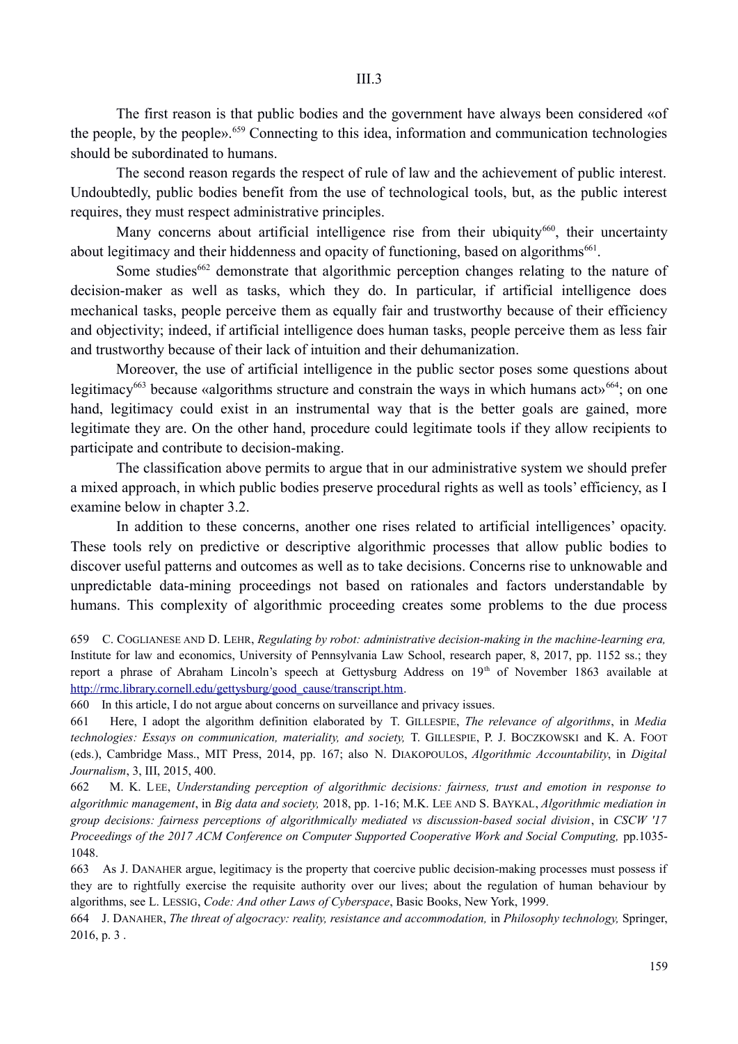The first reason is that public bodies and the government have always been considered «of the people, by the people».[659] Connecting to this idea, information and communication technologies should be subordinated to humans.

The second reason regards the respect of rule of law and the achievement of public interest. Undoubtedly, public bodies benefit from the use of technological tools, but, as the public interest requires, they must respect administrative principles.

Many concerns about artificial intelligence rise from their ubiquity[660], their uncertainty about legitimacy and their hiddenness and opacity of functioning, based on algorithms[661].

Some studies[662] demonstrate that algorithmic perception changes relating to the nature of decision-maker as well as tasks, which they do. In particular, if artificial intelligence does mechanical tasks, people perceive them as equally fair and trustworthy because of their efficiency and objectivity; indeed, if artificial intelligence does human tasks, people perceive them as less fair and trustworthy because of their lack of intuition and their dehumanization.

Moreover, the use of artificial intelligence in the public sector poses some questions about legitimacy[663] because «algorithms structure and constrain the ways in which humans act»[664]; on one hand, legitimacy could exist in an instrumental way that is the better goals are gained, more legitimate they are. On the other hand, procedure could legitimate tools if they allow recipients to participate and contribute to decision-making.

The classification above permits to argue that in our administrative system we should prefer a mixed approach, in which public bodies preserve procedural rights as well as tools' efficiency, as I examine below in chapter 3.2.

In addition to these concerns, another one rises related to artificial intelligences' opacity. These tools rely on predictive or descriptive algorithmic processes that allow public bodies to discover useful patterns and outcomes as well as to take decisions. Concerns rise to unknowable and unpredictable data-mining proceedings not based on rationales and factors understandable by humans. This complexity of algorithmic proceeding creates some problems to the due process

---

659 C. Coglianese and D. Lehr, *Regulating by robot: administrative decision-making in the machine-learning era,* Institute for law and economics, University of Pennsylvania Law School, research paper, 8, 2017, pp. 1152 ss.; they report a phrase of Abraham Lincoln's speech at Gettysburg Address on 19th of November 1863 available at http://rmc.library.cornell.edu/gettysburg/good_cause/transcript.htm.

660 In this article, I do not argue about concerns on surveillance and privacy issues.

661 Here, I adopt the algorithm definition elaborated by T. Gillespie, *The relevance of algorithms*, in *Media technologies: Essays on communication, materiality, and society,* T. Gillespie, P. J. Boczkowski and K. A. Foot (eds.), Cambridge Mass., MIT Press, 2014, pp. 167; also N. Diakopoulos, *Algorithmic Accountability*, in *Digital Journalism*, 3, III, 2015, 400.

662 M. K. Lee, *Understanding perception of algorithmic decisions: fairness, trust and emotion in response to algorithmic management*, in *Big data and society,* 2018, pp. 1-16; M.K. Lee and S. Baykal, *Algorithmic mediation in group decisions: fairness perceptions of algorithmically mediated vs discussion-based social division*, in *CSCW '17 Proceedings of the 2017 ACM Conference on Computer Supported Cooperative Work and Social Computing,* pp.1035-1048.

663 As J. Danaher argue, legitimacy is the property that coercive public decision-making processes must possess if they are to rightfully exercise the requisite authority over our lives; about the regulation of human behaviour by algorithms, see L. Lessig, *Code: And other Laws of Cyberspace*, Basic Books, New York, 1999.

664 J. Danaher, *The threat of algocracy: reality, resistance and accommodation,* in *Philosophy technology,* Springer, 2016, p. 3 .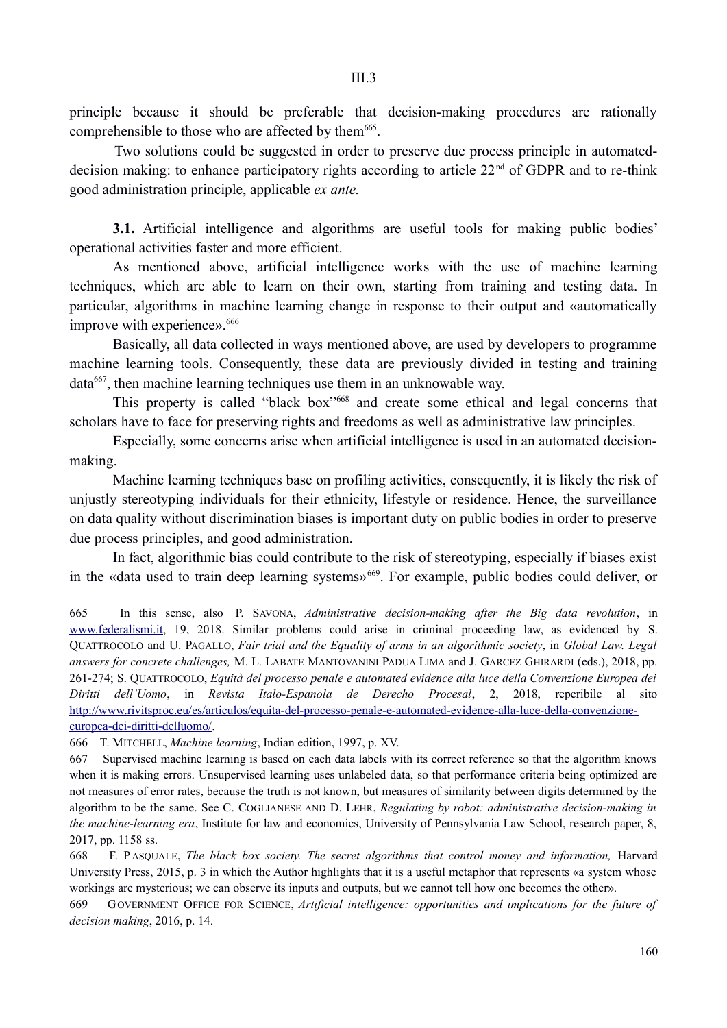principle because it should be preferable that decision-making procedures are rationally comprehensible to those who are affected by them[665].

Two solutions could be suggested in order to preserve due process principle in automated-decision making: to enhance participatory rights according to article 22[nd] of GDPR and to re-think good administration principle, applicable *ex ante.*

**3.1.** Artificial intelligence and algorithms are useful tools for making public bodies' operational activities faster and more efficient.

As mentioned above, artificial intelligence works with the use of machine learning techniques, which are able to learn on their own, starting from training and testing data. In particular, algorithms in machine learning change in response to their output and «automatically improve with experience».[666]

Basically, all data collected in ways mentioned above, are used by developers to programme machine learning tools. Consequently, these data are previously divided in testing and training data[667], then machine learning techniques use them in an unknowable way.

This property is called "black box"[668] and create some ethical and legal concerns that scholars have to face for preserving rights and freedoms as well as administrative law principles.

Especially, some concerns arise when artificial intelligence is used in an automated decision-making.

Machine learning techniques base on profiling activities, consequently, it is likely the risk of unjustly stereotyping individuals for their ethnicity, lifestyle or residence. Hence, the surveillance on data quality without discrimination biases is important duty on public bodies in order to preserve due process principles, and good administration.

In fact, algorithmic bias could contribute to the risk of stereotyping, especially if biases exist in the «data used to train deep learning systems»[669]. For example, public bodies could deliver, or

---

665 In this sense, also P. SAVONA, *Administrative decision-making after the Big data revolution*, in www.federalismi.it, 19, 2018. Similar problems could arise in criminal proceeding law, as evidenced by S. QUATTROCOLO and U. PAGALLO, *Fair trial and the Equality of arms in an algorithmic society*, in *Global Law. Legal answers for concrete challenges,* M. L. LABATE MANTOVANINI PADUA LIMA and J. GARCEZ GHIRARDI (eds.), 2018, pp. 261-274; S. QUATTROCOLO, *Equità del processo penale e automated evidence alla luce della Convenzione Europea dei Diritti dell'Uomo*, in *Revista Italo-Espanola de Derecho Procesal*, 2, 2018, reperibile al sito http://www.rivitsproc.eu/es/articulos/equita-del-processo-penale-e-automated-evidence-alla-luce-della-convenzione-europea-dei-diritti-delluomo/.

666 T. MITCHELL, *Machine learning*, Indian edition, 1997, p. XV.

667 Supervised machine learning is based on each data labels with its correct reference so that the algorithm knows when it is making errors. Unsupervised learning uses unlabeled data, so that performance criteria being optimized are not measures of error rates, because the truth is not known, but measures of similarity between digits determined by the algorithm to be the same. See C. COGLIANESE AND D. LEHR, *Regulating by robot: administrative decision-making in the machine-learning era*, Institute for law and economics, University of Pennsylvania Law School, research paper, 8, 2017, pp. 1158 ss.

668 F. PASQUALE, *The black box society. The secret algorithms that control money and information,* Harvard University Press, 2015, p. 3 in which the Author highlights that it is a useful metaphor that represents «a system whose workings are mysterious; we can observe its inputs and outputs, but we cannot tell how one becomes the other».

669 GOVERNMENT OFFICE FOR SCIENCE, *Artificial intelligence: opportunities and implications for the future of decision making*, 2016, p. 14.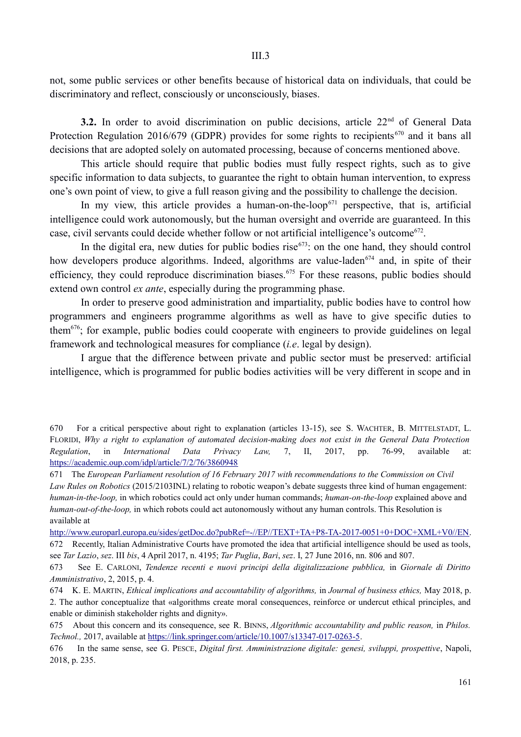not, some public services or other benefits because of historical data on individuals, that could be discriminatory and reflect, consciously or unconsciously, biases.

**3.2.** In order to avoid discrimination on public decisions, article 22nd of General Data Protection Regulation 2016/679 (GDPR) provides for some rights to recipients[670] and it bans all decisions that are adopted solely on automated processing, because of concerns mentioned above.

This article should require that public bodies must fully respect rights, such as to give specific information to data subjects, to guarantee the right to obtain human intervention, to express one's own point of view, to give a full reason giving and the possibility to challenge the decision.

In my view, this article provides a human-on-the-loop[671] perspective, that is, artificial intelligence could work autonomously, but the human oversight and override are guaranteed. In this case, civil servants could decide whether follow or not artificial intelligence's outcome[672].

In the digital era, new duties for public bodies rise[673]: on the one hand, they should control how developers produce algorithms. Indeed, algorithms are value-laden[674] and, in spite of their efficiency, they could reproduce discrimination biases.[675] For these reasons, public bodies should extend own control *ex ante*, especially during the programming phase.

In order to preserve good administration and impartiality, public bodies have to control how programmers and engineers programme algorithms as well as have to give specific duties to them[676]; for example, public bodies could cooperate with engineers to provide guidelines on legal framework and technological measures for compliance (*i.e*. legal by design).

I argue that the difference between private and public sector must be preserved: artificial intelligence, which is programmed for public bodies activities will be very different in scope and in

---

670 For a critical perspective about right to explanation (articles 13-15), see S. WACHTER, B. MITTELSTADT, L. FLORIDI, *Why a right to explanation of automated decision-making does not exist in the General Data Protection Regulation*, in *International Data Privacy Law,* 7, II, 2017, pp. 76-99, available at: https://academic.oup.com/idpl/article/7/2/76/3860948

671 The *European Parliament resolution of 16 February 2017 with recommendations to the Commission on Civil Law Rules on Robotics* (2015/2103INL) relating to robotic weapon's debate suggests three kind of human engagement: *human-in-the-loop,* in which robotics could act only under human commands; *human-on-the-loop* explained above and *human-out-of-the-loop,* in which robots could act autonomously without any human controls. This Resolution is available at http://www.europarl.europa.eu/sides/getDoc.do?pubRef=-//EP//TEXT+TA+P8-TA-2017-0051+0+DOC+XML+V0//EN.

672 Recently, Italian Administrative Courts have promoted the idea that artificial intelligence should be used as tools, see *Tar Lazio*, *sez*. III *bis*, 4 April 2017, n. 4195; *Tar Puglia*, *Bari*, *sez*. I, 27 June 2016, nn. 806 and 807.

673 See E. CARLONI, *Tendenze recenti e nuovi principi della digitalizzazione pubblica,* in *Giornale di Diritto Amministrativo*, 2, 2015, p. 4.

674 K. E. MARTIN, *Ethical implications and accountability of algorithms,* in *Journal of business ethics,* May 2018, p. 2. The author conceptualize that «algorithms create moral consequences, reinforce or undercut ethical principles, and enable or diminish stakeholder rights and dignity».

675 About this concern and its consequence, see R. BINNS, *Algorithmic accountability and public reason,* in *Philos. Technol.,* 2017, available at https://link.springer.com/article/10.1007/s13347-017-0263-5.

676 In the same sense, see G. PESCE, *Digital first. Amministrazione digitale: genesi, sviluppi, prospettive*, Napoli, 2018, p. 235.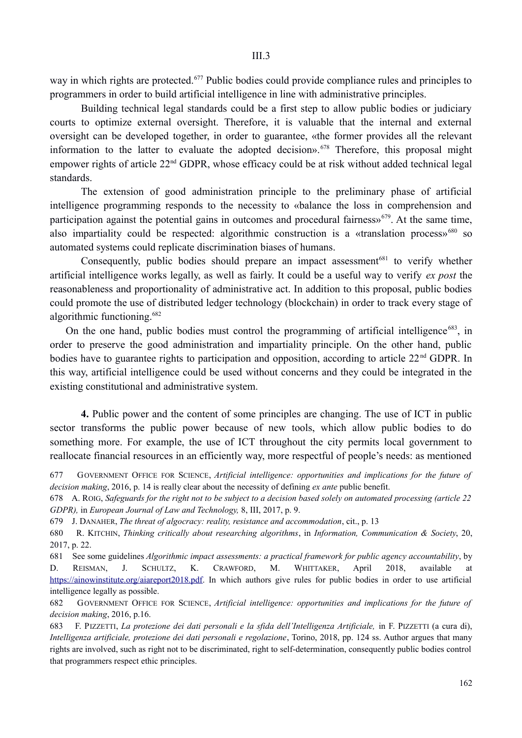way in which rights are protected.[677] Public bodies could provide compliance rules and principles to programmers in order to build artificial intelligence in line with administrative principles.

Building technical legal standards could be a first step to allow public bodies or judiciary courts to optimize external oversight. Therefore, it is valuable that the internal and external oversight can be developed together, in order to guarantee, «the former provides all the relevant information to the latter to evaluate the adopted decision».[678] Therefore, this proposal might empower rights of article 22nd GDPR, whose efficacy could be at risk without added technical legal standards.

The extension of good administration principle to the preliminary phase of artificial intelligence programming responds to the necessity to «balance the loss in comprehension and participation against the potential gains in outcomes and procedural fairness»[679]. At the same time, also impartiality could be respected: algorithmic construction is a «translation process»[680] so automated systems could replicate discrimination biases of humans.

Consequently, public bodies should prepare an impact assessment[681] to verify whether artificial intelligence works legally, as well as fairly. It could be a useful way to verify *ex post* the reasonableness and proportionality of administrative act. In addition to this proposal, public bodies could promote the use of distributed ledger technology (blockchain) in order to track every stage of algorithmic functioning.[682]

On the one hand, public bodies must control the programming of artificial intelligence[683], in order to preserve the good administration and impartiality principle. On the other hand, public bodies have to guarantee rights to participation and opposition, according to article 22nd GDPR. In this way, artificial intelligence could be used without concerns and they could be integrated in the existing constitutional and administrative system.

**4.** Public power and the content of some principles are changing. The use of ICT in public sector transforms the public power because of new tools, which allow public bodies to do something more. For example, the use of ICT throughout the city permits local government to reallocate financial resources in an efficiently way, more respectful of people's needs: as mentioned

677 GOVERNMENT OFFICE FOR SCIENCE, *Artificial intelligence: opportunities and implications for the future of decision making*, 2016, p. 14 is really clear about the necessity of defining *ex ante* public benefit.

678 A. ROIG, *Safeguards for the right not to be subject to a decision based solely on automated processing (article 22 GDPR),* in *European Journal of Law and Technology,* 8, III, 2017, p. 9.

679 J. DANAHER, *The threat of algocracy: reality, resistance and accommodation*, cit., p. 13

680 R. KITCHIN, *Thinking critically about researching algorithms*, in *Information, Communication & Society*, 20, 2017, p. 22.

681 See some guidelines *Algorithmic impact assessments: a practical framework for public agency accountability*, by D. REISMAN, J. SCHULTZ, K. CRAWFORD, M. WHITTAKER, April 2018, available at https://ainowinstitute.org/aiareport2018.pdf. In which authors give rules for public bodies in order to use artificial intelligence legally as possible.

682 GOVERNMENT OFFICE FOR SCIENCE, *Artificial intelligence: opportunities and implications for the future of decision making*, 2016, p.16.

683 F. PIZZETTI, *La protezione dei dati personali e la sfida dell'Intelligenza Artificiale,* in F. PIZZETTI (a cura di), *Intelligenza artificiale, protezione dei dati personali e regolazione*, Torino, 2018, pp. 124 ss. Author argues that many rights are involved, such as right not to be discriminated, right to self-determination, consequently public bodies control that programmers respect ethic principles.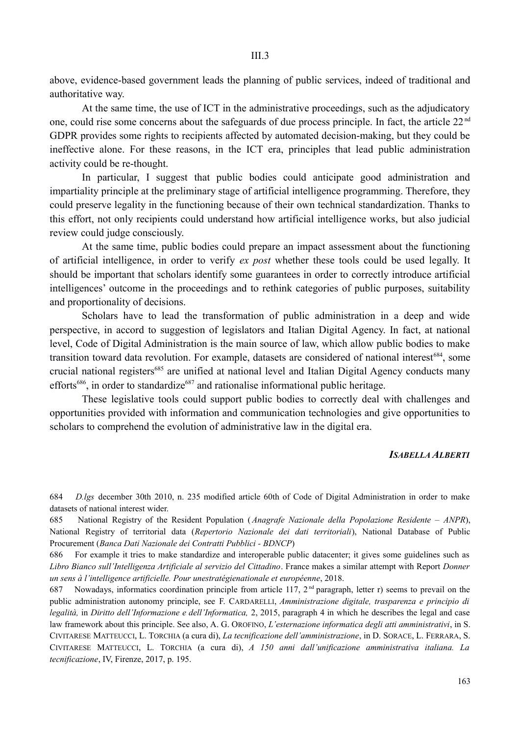above, evidence-based government leads the planning of public services, indeed of traditional and authoritative way.

At the same time, the use of ICT in the administrative proceedings, such as the adjudicatory one, could rise some concerns about the safeguards of due process principle. In fact, the article 22[nd] GDPR provides some rights to recipients affected by automated decision-making, but they could be ineffective alone. For these reasons, in the ICT era, principles that lead public administration activity could be re-thought.

In particular, I suggest that public bodies could anticipate good administration and impartiality principle at the preliminary stage of artificial intelligence programming. Therefore, they could preserve legality in the functioning because of their own technical standardization. Thanks to this effort, not only recipients could understand how artificial intelligence works, but also judicial review could judge consciously.

At the same time, public bodies could prepare an impact assessment about the functioning of artificial intelligence, in order to verify *ex post* whether these tools could be used legally. It should be important that scholars identify some guarantees in order to correctly introduce artificial intelligences' outcome in the proceedings and to rethink categories of public purposes, suitability and proportionality of decisions.

Scholars have to lead the transformation of public administration in a deep and wide perspective, in accord to suggestion of legislators and Italian Digital Agency. In fact, at national level, Code of Digital Administration is the main source of law, which allow public bodies to make transition toward data revolution. For example, datasets are considered of national interest[684], some crucial national registers[685] are unified at national level and Italian Digital Agency conducts many efforts[686], in order to standardize[687] and rationalise informational public heritage.

These legislative tools could support public bodies to correctly deal with challenges and opportunities provided with information and communication technologies and give opportunities to scholars to comprehend the evolution of administrative law in the digital era.

***ISABELLA ALBERTI***

684 *D.lgs* december 30th 2010, n. 235 modified article 60th of Code of Digital Administration in order to make datasets of national interest wider.

685 National Registry of the Resident Population (*Anagrafe Nazionale della Popolazione Residente – ANPR*), National Registry of territorial data (*Repertorio Nazionale dei dati territoriali*), National Database of Public Procurement (*Banca Dati Nazionale dei Contratti Pubblici - BDNCP*)

686 For example it tries to make standardize and interoperable public datacenter; it gives some guidelines such as *Libro Bianco sull'Intelligenza Artificiale al servizio del Cittadino*. France makes a similar attempt with Report *Donner un sens à l'intelligence artificielle. Pour unestratégienationale et européenne*, 2018.

687 Nowadays, informatics coordination principle from article 117, 2[nd] paragraph, letter r) seems to prevail on the public administration autonomy principle, see F. CARDARELLI, *Amministrazione digitale, trasparenza e principio di legalità,* in *Diritto dell'Informazione e dell'Informatica,* 2, 2015, paragraph 4 in which he describes the legal and case law framework about this principle. See also, A. G. OROFINO, *L'esternazione informatica degli atti amministrativi*, in S. CIVITARESE MATTEUCCI, L. TORCHIA (a cura di), *La tecnificazione dell'amministrazione*, in D. SORACE, L. FERRARA, S. CIVITARESE MATTEUCCI, L. TORCHIA (a cura di), *A 150 anni dall'unificazione amministrativa italiana. La tecnificazione*, IV, Firenze, 2017, p. 195.